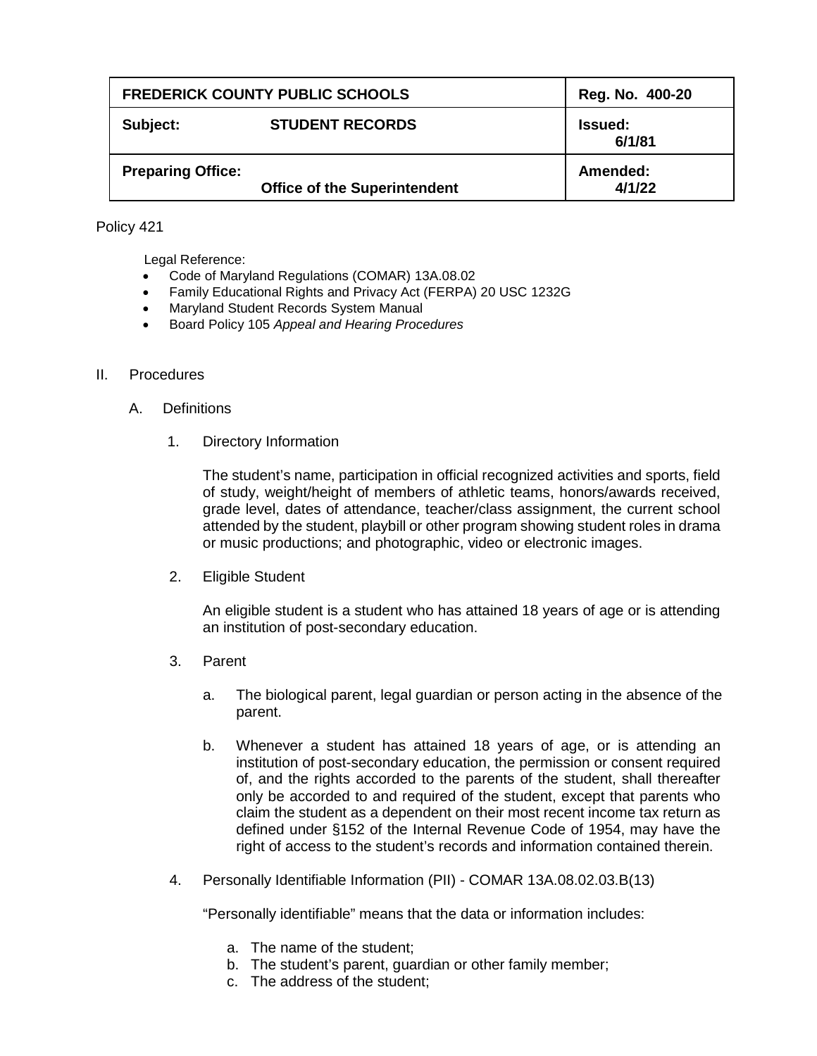| FREDERICK COUNTY PUBLIC SCHOOLS | Reg. No. 400-20 |
|---|---|
| **Subject:** **STUDENT RECORDS** | **Issued:** 6/1/81 |
| **Preparing Office:** **Office of the Superintendent** | **Amended:** 4/1/22 |

Policy 421

Legal Reference:

- Code of Maryland Regulations (COMAR) 13A.08.02
- Family Educational Rights and Privacy Act (FERPA) 20 USC 1232G
- Maryland Student Records System Manual
- Board Policy 105 *Appeal and Hearing Procedures*

II. Procedures

A. Definitions

1. Directory Information

   The student's name, participation in official recognized activities and sports, field of study, weight/height of members of athletic teams, honors/awards received, grade level, dates of attendance, teacher/class assignment, the current school attended by the student, playbill or other program showing student roles in drama or music productions; and photographic, video or electronic images.

2. Eligible Student

   An eligible student is a student who has attained 18 years of age or is attending an institution of post-secondary education.

3. Parent

   a. The biological parent, legal guardian or person acting in the absence of the parent.

   b. Whenever a student has attained 18 years of age, or is attending an institution of post-secondary education, the permission or consent required of, and the rights accorded to the parents of the student, shall thereafter only be accorded to and required of the student, except that parents who claim the student as a dependent on their most recent income tax return as defined under §152 of the Internal Revenue Code of 1954, may have the right of access to the student's records and information contained therein.

4. Personally Identifiable Information (PII) - COMAR 13A.08.02.03.B(13)

   "Personally identifiable" means that the data or information includes:

   a. The name of the student;
   b. The student's parent, guardian or other family member;
   c. The address of the student;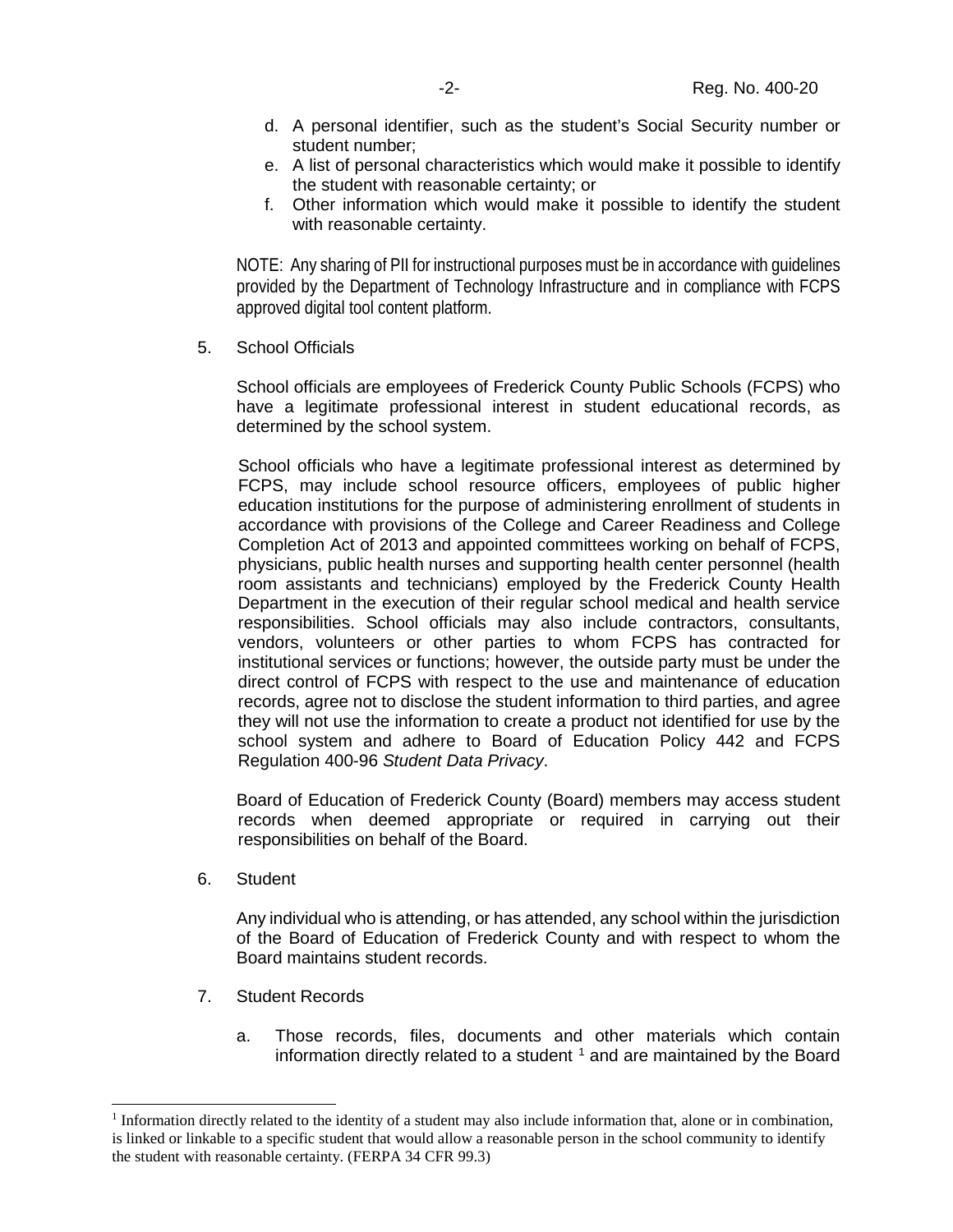d. A personal identifier, such as the student's Social Security number or student number;
e. A list of personal characteristics which would make it possible to identify the student with reasonable certainty; or
f. Other information which would make it possible to identify the student with reasonable certainty.

NOTE: Any sharing of PII for instructional purposes must be in accordance with guidelines provided by the Department of Technology Infrastructure and in compliance with FCPS approved digital tool content platform.

5. School Officials

School officials are employees of Frederick County Public Schools (FCPS) who have a legitimate professional interest in student educational records, as determined by the school system.

School officials who have a legitimate professional interest as determined by FCPS, may include school resource officers, employees of public higher education institutions for the purpose of administering enrollment of students in accordance with provisions of the College and Career Readiness and College Completion Act of 2013 and appointed committees working on behalf of FCPS, physicians, public health nurses and supporting health center personnel (health room assistants and technicians) employed by the Frederick County Health Department in the execution of their regular school medical and health service responsibilities. School officials may also include contractors, consultants, vendors, volunteers or other parties to whom FCPS has contracted for institutional services or functions; however, the outside party must be under the direct control of FCPS with respect to the use and maintenance of education records, agree not to disclose the student information to third parties, and agree they will not use the information to create a product not identified for use by the school system and adhere to Board of Education Policy 442 and FCPS Regulation 400-96 *Student Data Privacy*.

Board of Education of Frederick County (Board) members may access student records when deemed appropriate or required in carrying out their responsibilities on behalf of the Board.

6. Student

Any individual who is attending, or has attended, any school within the jurisdiction of the Board of Education of Frederick County and with respect to whom the Board maintains student records.

7. Student Records

a. Those records, files, documents and other materials which contain information directly related to a student [1] and are maintained by the Board

[1] Information directly related to the identity of a student may also include information that, alone or in combination, is linked or linkable to a specific student that would allow a reasonable person in the school community to identify the student with reasonable certainty. (FERPA 34 CFR 99.3)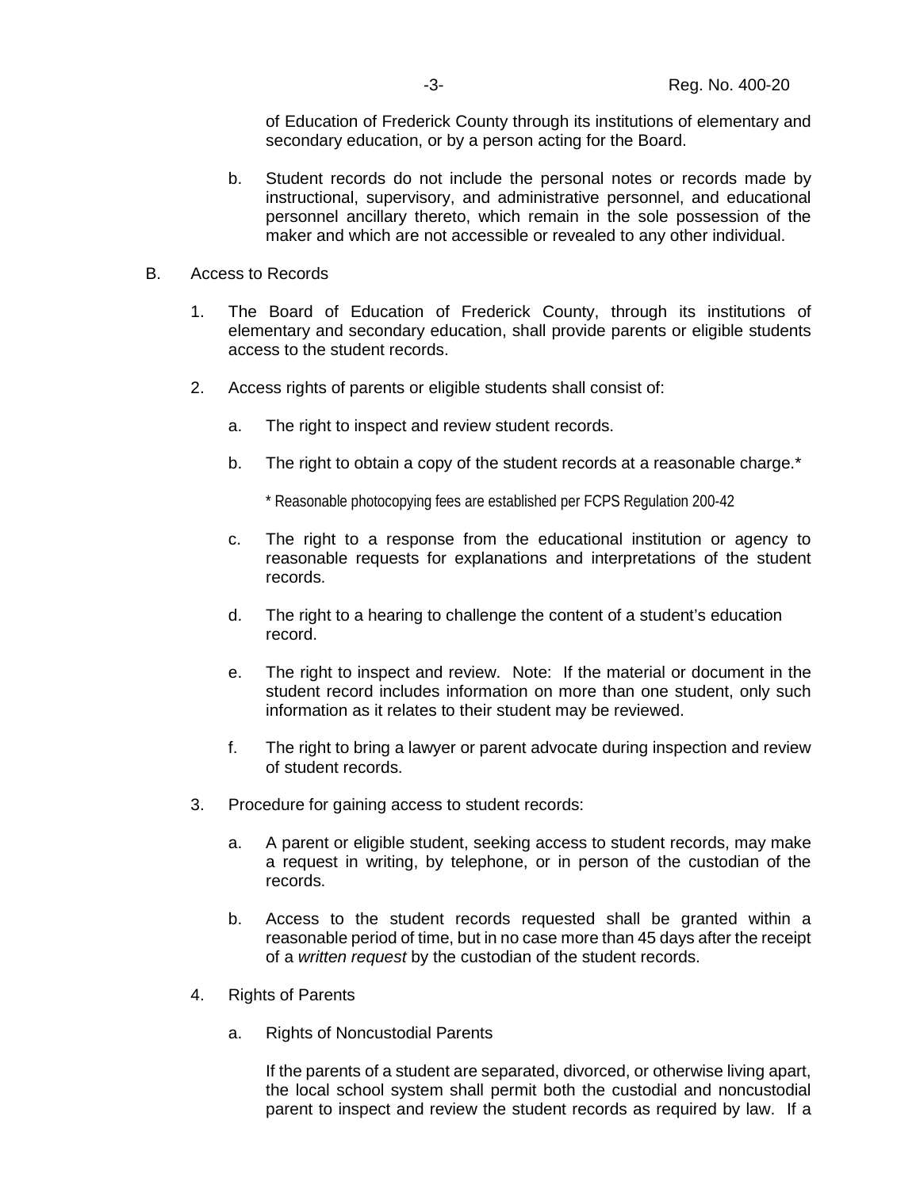of Education of Frederick County through its institutions of elementary and secondary education, or by a person acting for the Board.

b. Student records do not include the personal notes or records made by instructional, supervisory, and administrative personnel, and educational personnel ancillary thereto, which remain in the sole possession of the maker and which are not accessible or revealed to any other individual.

B. Access to Records

1. The Board of Education of Frederick County, through its institutions of elementary and secondary education, shall provide parents or eligible students access to the student records.

2. Access rights of parents or eligible students shall consist of:

   a. The right to inspect and review student records.

   b. The right to obtain a copy of the student records at a reasonable charge.*

      * Reasonable photocopying fees are established per FCPS Regulation 200-42

   c. The right to a response from the educational institution or agency to reasonable requests for explanations and interpretations of the student records.

   d. The right to a hearing to challenge the content of a student's education record.

   e. The right to inspect and review. Note: If the material or document in the student record includes information on more than one student, only such information as it relates to their student may be reviewed.

   f. The right to bring a lawyer or parent advocate during inspection and review of student records.

3. Procedure for gaining access to student records:

   a. A parent or eligible student, seeking access to student records, may make a request in writing, by telephone, or in person of the custodian of the records.

   b. Access to the student records requested shall be granted within a reasonable period of time, but in no case more than 45 days after the receipt of a *written request* by the custodian of the student records.

4. Rights of Parents

   a. Rights of Noncustodial Parents

      If the parents of a student are separated, divorced, or otherwise living apart, the local school system shall permit both the custodial and noncustodial parent to inspect and review the student records as required by law. If a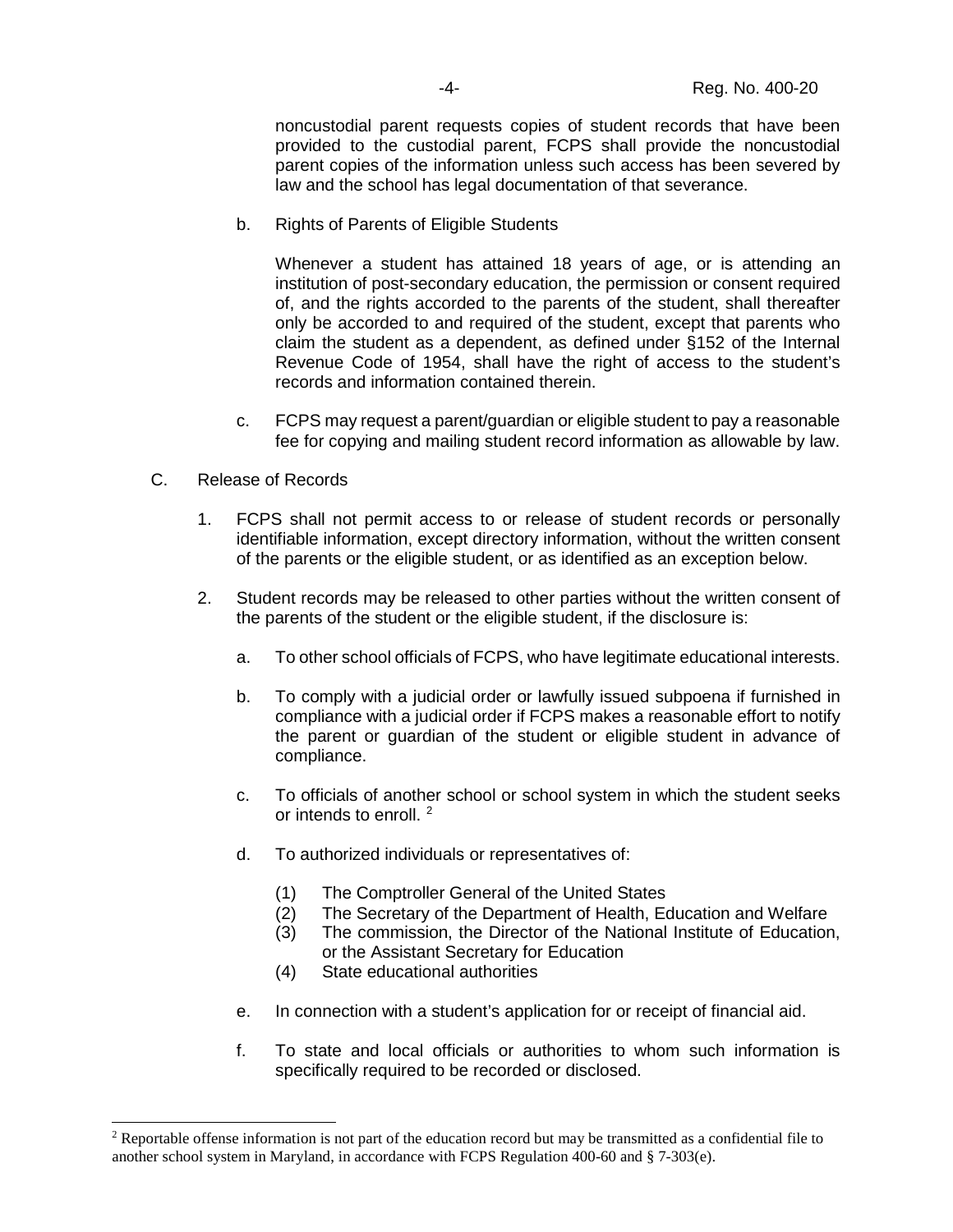noncustodial parent requests copies of student records that have been provided to the custodial parent, FCPS shall provide the noncustodial parent copies of the information unless such access has been severed by law and the school has legal documentation of that severance.

b. Rights of Parents of Eligible Students

Whenever a student has attained 18 years of age, or is attending an institution of post-secondary education, the permission or consent required of, and the rights accorded to the parents of the student, shall thereafter only be accorded to and required of the student, except that parents who claim the student as a dependent, as defined under §152 of the Internal Revenue Code of 1954, shall have the right of access to the student's records and information contained therein.

c. FCPS may request a parent/guardian or eligible student to pay a reasonable fee for copying and mailing student record information as allowable by law.

C. Release of Records

1. FCPS shall not permit access to or release of student records or personally identifiable information, except directory information, without the written consent of the parents or the eligible student, or as identified as an exception below.

2. Student records may be released to other parties without the written consent of the parents of the student or the eligible student, if the disclosure is:

   a. To other school officials of FCPS, who have legitimate educational interests.

   b. To comply with a judicial order or lawfully issued subpoena if furnished in compliance with a judicial order if FCPS makes a reasonable effort to notify the parent or guardian of the student or eligible student in advance of compliance.

   c. To officials of another school or school system in which the student seeks or intends to enroll. [2]

   d. To authorized individuals or representatives of:

      (1) The Comptroller General of the United States
      (2) The Secretary of the Department of Health, Education and Welfare
      (3) The commission, the Director of the National Institute of Education, or the Assistant Secretary for Education
      (4) State educational authorities

   e. In connection with a student's application for or receipt of financial aid.

   f. To state and local officials or authorities to whom such information is specifically required to be recorded or disclosed.

---

[2] Reportable offense information is not part of the education record but may be transmitted as a confidential file to another school system in Maryland, in accordance with FCPS Regulation 400-60 and § 7-303(e).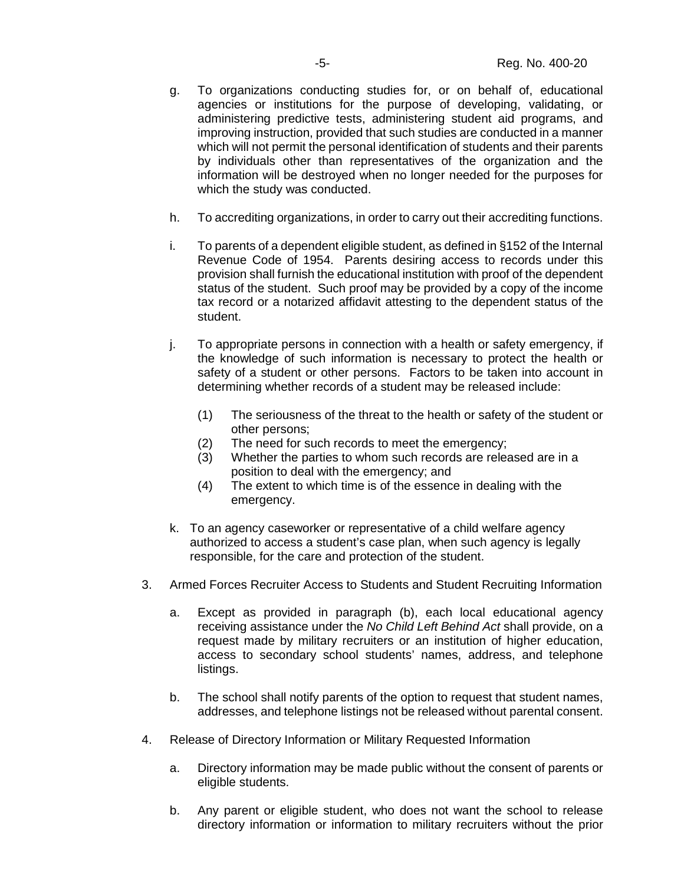g. To organizations conducting studies for, or on behalf of, educational agencies or institutions for the purpose of developing, validating, or administering predictive tests, administering student aid programs, and improving instruction, provided that such studies are conducted in a manner which will not permit the personal identification of students and their parents by individuals other than representatives of the organization and the information will be destroyed when no longer needed for the purposes for which the study was conducted.

h. To accrediting organizations, in order to carry out their accrediting functions.

i. To parents of a dependent eligible student, as defined in §152 of the Internal Revenue Code of 1954. Parents desiring access to records under this provision shall furnish the educational institution with proof of the dependent status of the student. Such proof may be provided by a copy of the income tax record or a notarized affidavit attesting to the dependent status of the student.

j. To appropriate persons in connection with a health or safety emergency, if the knowledge of such information is necessary to protect the health or safety of a student or other persons. Factors to be taken into account in determining whether records of a student may be released include:

   (1) The seriousness of the threat to the health or safety of the student or other persons;
   (2) The need for such records to meet the emergency;
   (3) Whether the parties to whom such records are released are in a position to deal with the emergency; and
   (4) The extent to which time is of the essence in dealing with the emergency.

k. To an agency caseworker or representative of a child welfare agency authorized to access a student's case plan, when such agency is legally responsible, for the care and protection of the student.

3. Armed Forces Recruiter Access to Students and Student Recruiting Information

   a. Except as provided in paragraph (b), each local educational agency receiving assistance under the *No Child Left Behind Act* shall provide, on a request made by military recruiters or an institution of higher education, access to secondary school students' names, address, and telephone listings.

   b. The school shall notify parents of the option to request that student names, addresses, and telephone listings not be released without parental consent.

4. Release of Directory Information or Military Requested Information

   a. Directory information may be made public without the consent of parents or eligible students.

   b. Any parent or eligible student, who does not want the school to release directory information or information to military recruiters without the prior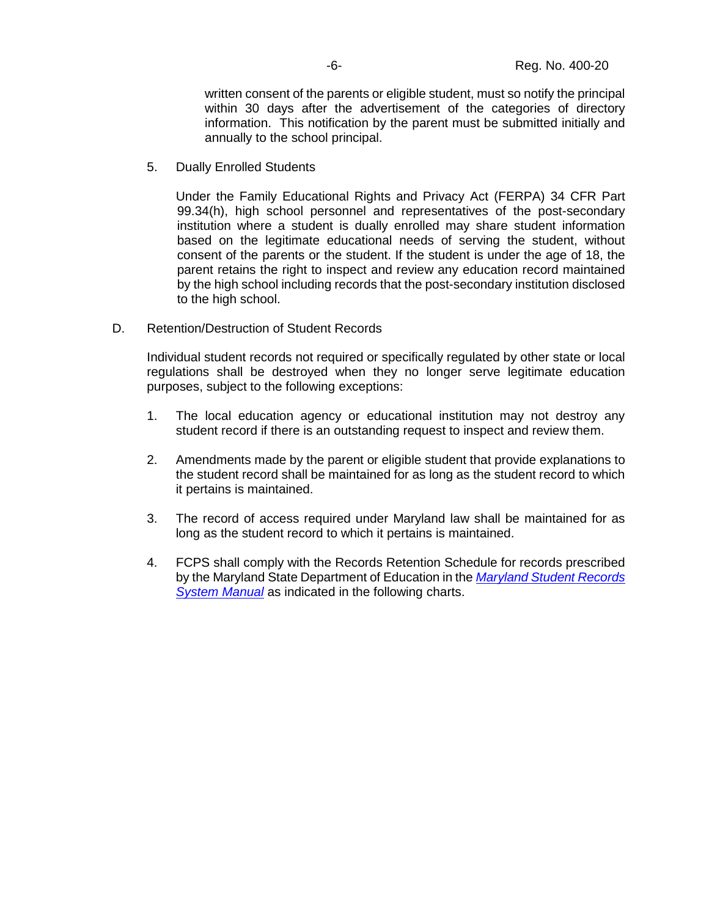written consent of the parents or eligible student, must so notify the principal within 30 days after the advertisement of the categories of directory information. This notification by the parent must be submitted initially and annually to the school principal.

5. Dually Enrolled Students

   Under the Family Educational Rights and Privacy Act (FERPA) 34 CFR Part 99.34(h), high school personnel and representatives of the post-secondary institution where a student is dually enrolled may share student information based on the legitimate educational needs of serving the student, without consent of the parents or the student. If the student is under the age of 18, the parent retains the right to inspect and review any education record maintained by the high school including records that the post-secondary institution disclosed to the high school.

D. Retention/Destruction of Student Records

   Individual student records not required or specifically regulated by other state or local regulations shall be destroyed when they no longer serve legitimate education purposes, subject to the following exceptions:

   1. The local education agency or educational institution may not destroy any student record if there is an outstanding request to inspect and review them.

   2. Amendments made by the parent or eligible student that provide explanations to the student record shall be maintained for as long as the student record to which it pertains is maintained.

   3. The record of access required under Maryland law shall be maintained for as long as the student record to which it pertains is maintained.

   4. FCPS shall comply with the Records Retention Schedule for records prescribed by the Maryland State Department of Education in the *Maryland Student Records System Manual* as indicated in the following charts.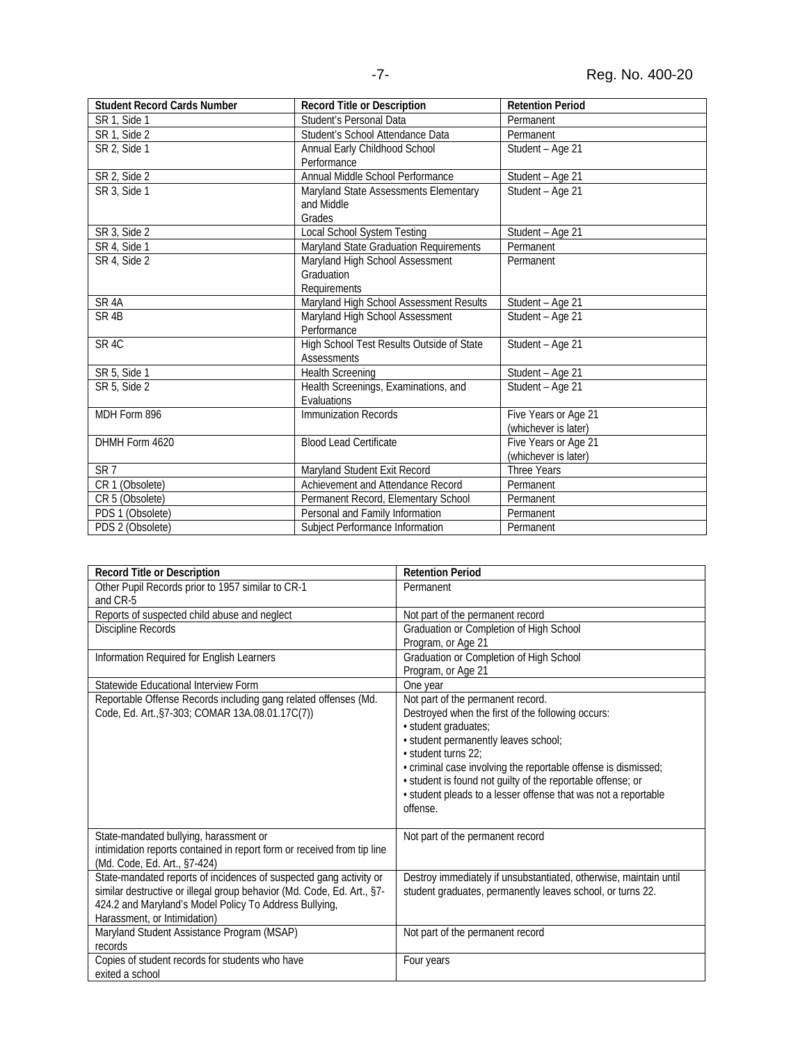| Student Record Cards Number | Record Title or Description | Retention Period |
|---|---|---|
| SR 1, Side 1 | Student's Personal Data | Permanent |
| SR 1, Side 2 | Student's School Attendance Data | Permanent |
| SR 2, Side 1 | Annual Early Childhood School Performance | Student – Age 21 |
| SR 2, Side 2 | Annual Middle School Performance | Student – Age 21 |
| SR 3, Side 1 | Maryland State Assessments Elementary and Middle Grades | Student – Age 21 |
| SR 3, Side 2 | Local School System Testing | Student – Age 21 |
| SR 4, Side 1 | Maryland State Graduation Requirements | Permanent |
| SR 4, Side 2 | Maryland High School Assessment Graduation Requirements | Permanent |
| SR 4A | Maryland High School Assessment Results | Student – Age 21 |
| SR 4B | Maryland High School Assessment Performance | Student – Age 21 |
| SR 4C | High School Test Results Outside of State Assessments | Student – Age 21 |
| SR 5, Side 1 | Health Screening | Student – Age 21 |
| SR 5, Side 2 | Health Screenings, Examinations, and Evaluations | Student – Age 21 |
| MDH Form 896 | Immunization Records | Five Years or Age 21 (whichever is later) |
| DHMH Form 4620 | Blood Lead Certificate | Five Years or Age 21 (whichever is later) |
| SR 7 | Maryland Student Exit Record | Three Years |
| CR 1 (Obsolete) | Achievement and Attendance Record | Permanent |
| CR 5 (Obsolete) | Permanent Record, Elementary School | Permanent |
| PDS 1 (Obsolete) | Personal and Family Information | Permanent |
| PDS 2 (Obsolete) | Subject Performance Information | Permanent |

| Record Title or Description | Retention Period |
|---|---|
| Other Pupil Records prior to 1957 similar to CR-1 and CR-5 | Permanent |
| Reports of suspected child abuse and neglect | Not part of the permanent record |
| Discipline Records | Graduation or Completion of High School Program, or Age 21 |
| Information Required for English Learners | Graduation or Completion of High School Program, or Age 21 |
| Statewide Educational Interview Form | One year |
| Reportable Offense Records including gang related offenses (Md. Code, Ed. Art.,§7-303; COMAR 13A.08.01.17C(7)) | Not part of the permanent record. Destroyed when the first of the following occurs: • student graduates; • student permanently leaves school; • student turns 22; • criminal case involving the reportable offense is dismissed; • student is found not guilty of the reportable offense; or • student pleads to a lesser offense that was not a reportable offense. |
| State-mandated bullying, harassment or intimidation reports contained in report form or received from tip line (Md. Code, Ed. Art., §7-424) | Not part of the permanent record |
| State-mandated reports of incidences of suspected gang activity or similar destructive or illegal group behavior (Md. Code, Ed. Art., §7-424.2 and Maryland's Model Policy To Address Bullying, Harassment, or Intimidation) | Destroy immediately if unsubstantiated, otherwise, maintain until student graduates, permanently leaves school, or turns 22. |
| Maryland Student Assistance Program (MSAP) records | Not part of the permanent record |
| Copies of student records for students who have exited a school | Four years |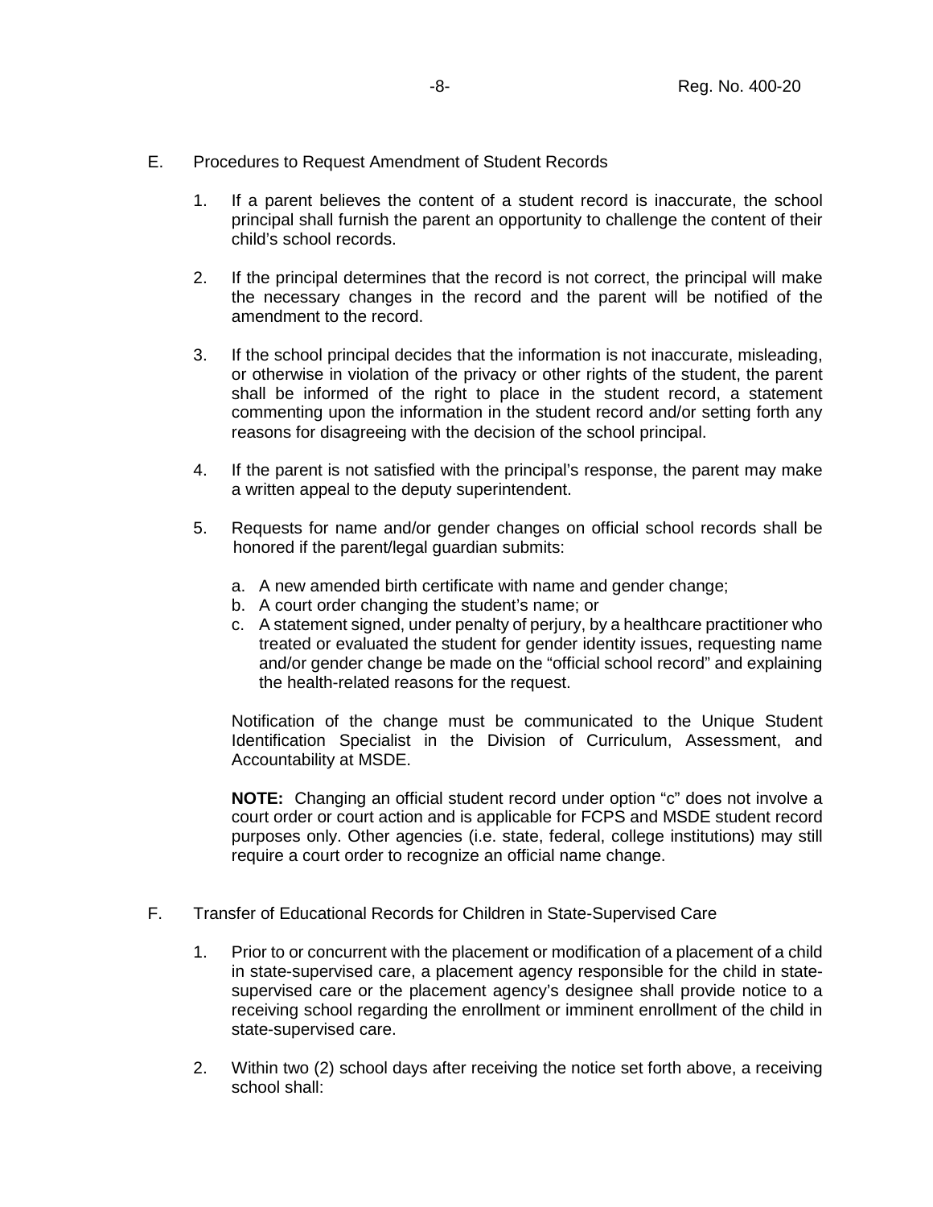E. Procedures to Request Amendment of Student Records

1. If a parent believes the content of a student record is inaccurate, the school principal shall furnish the parent an opportunity to challenge the content of their child's school records.

2. If the principal determines that the record is not correct, the principal will make the necessary changes in the record and the parent will be notified of the amendment to the record.

3. If the school principal decides that the information is not inaccurate, misleading, or otherwise in violation of the privacy or other rights of the student, the parent shall be informed of the right to place in the student record, a statement commenting upon the information in the student record and/or setting forth any reasons for disagreeing with the decision of the school principal.

4. If the parent is not satisfied with the principal's response, the parent may make a written appeal to the deputy superintendent.

5. Requests for name and/or gender changes on official school records shall be honored if the parent/legal guardian submits:

   a. A new amended birth certificate with name and gender change;
   b. A court order changing the student's name; or
   c. A statement signed, under penalty of perjury, by a healthcare practitioner who treated or evaluated the student for gender identity issues, requesting name and/or gender change be made on the "official school record" and explaining the health-related reasons for the request.

   Notification of the change must be communicated to the Unique Student Identification Specialist in the Division of Curriculum, Assessment, and Accountability at MSDE.

   **NOTE:** Changing an official student record under option "c" does not involve a court order or court action and is applicable for FCPS and MSDE student record purposes only. Other agencies (i.e. state, federal, college institutions) may still require a court order to recognize an official name change.

F. Transfer of Educational Records for Children in State-Supervised Care

1. Prior to or concurrent with the placement or modification of a placement of a child in state-supervised care, a placement agency responsible for the child in state-supervised care or the placement agency's designee shall provide notice to a receiving school regarding the enrollment or imminent enrollment of the child in state-supervised care.

2. Within two (2) school days after receiving the notice set forth above, a receiving school shall: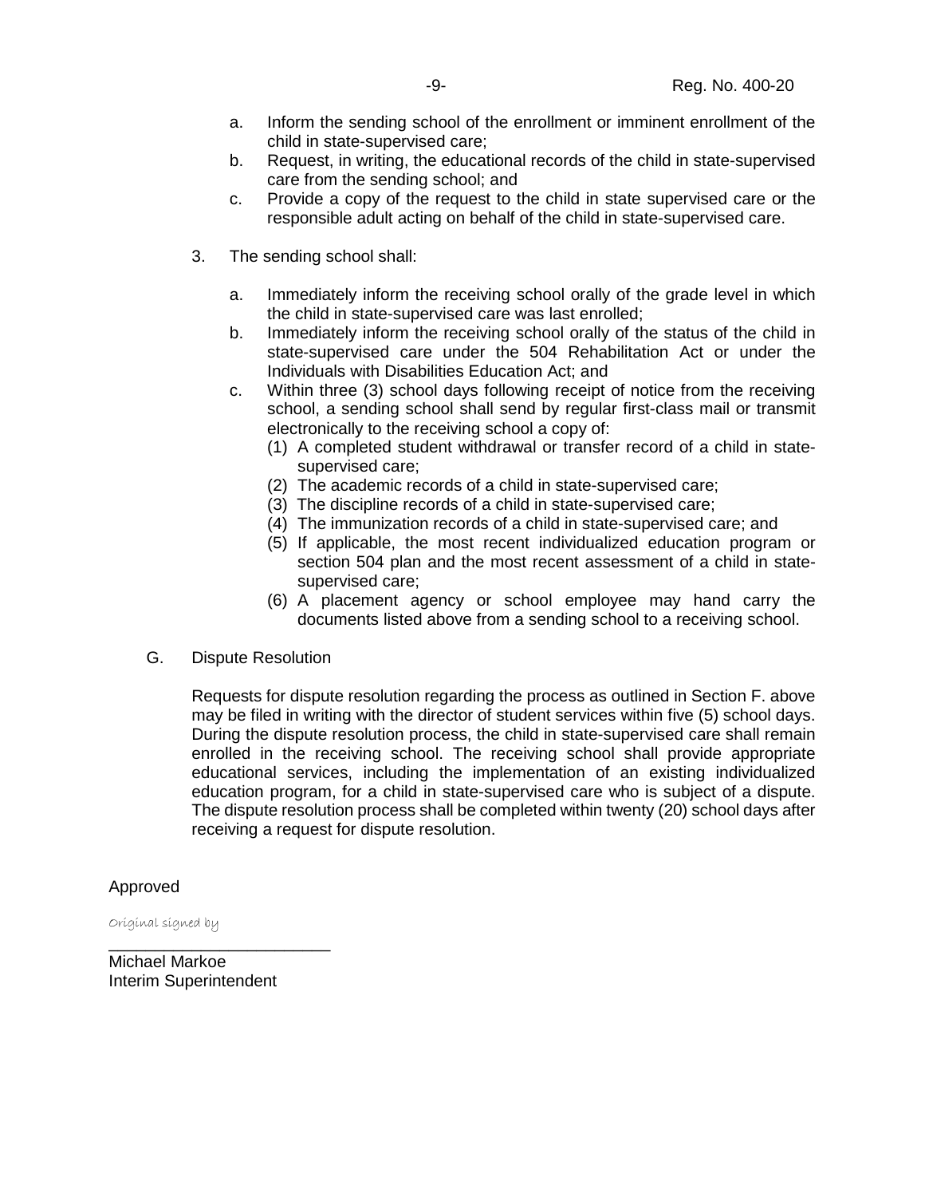a. Inform the sending school of the enrollment or imminent enrollment of the child in state-supervised care;
b. Request, in writing, the educational records of the child in state-supervised care from the sending school; and
c. Provide a copy of the request to the child in state supervised care or the responsible adult acting on behalf of the child in state-supervised care.

3. The sending school shall:

   a. Immediately inform the receiving school orally of the grade level in which the child in state-supervised care was last enrolled;
   b. Immediately inform the receiving school orally of the status of the child in state-supervised care under the 504 Rehabilitation Act or under the Individuals with Disabilities Education Act; and
   c. Within three (3) school days following receipt of notice from the receiving school, a sending school shall send by regular first-class mail or transmit electronically to the receiving school a copy of:
      (1) A completed student withdrawal or transfer record of a child in state-supervised care;
      (2) The academic records of a child in state-supervised care;
      (3) The discipline records of a child in state-supervised care;
      (4) The immunization records of a child in state-supervised care; and
      (5) If applicable, the most recent individualized education program or section 504 plan and the most recent assessment of a child in state-supervised care;
      (6) A placement agency or school employee may hand carry the documents listed above from a sending school to a receiving school.

G. Dispute Resolution

Requests for dispute resolution regarding the process as outlined in Section F. above may be filed in writing with the director of student services within five (5) school days. During the dispute resolution process, the child in state-supervised care shall remain enrolled in the receiving school. The receiving school shall provide appropriate educational services, including the implementation of an existing individualized education program, for a child in state-supervised care who is subject of a dispute. The dispute resolution process shall be completed within twenty (20) school days after receiving a request for dispute resolution.

Approved

*Original signed by*

\_\_\_\_\_\_\_\_\_\_\_\_\_\_\_\_\_\_\_\_\_\_\_\_\_

Michael Markoe
Interim Superintendent